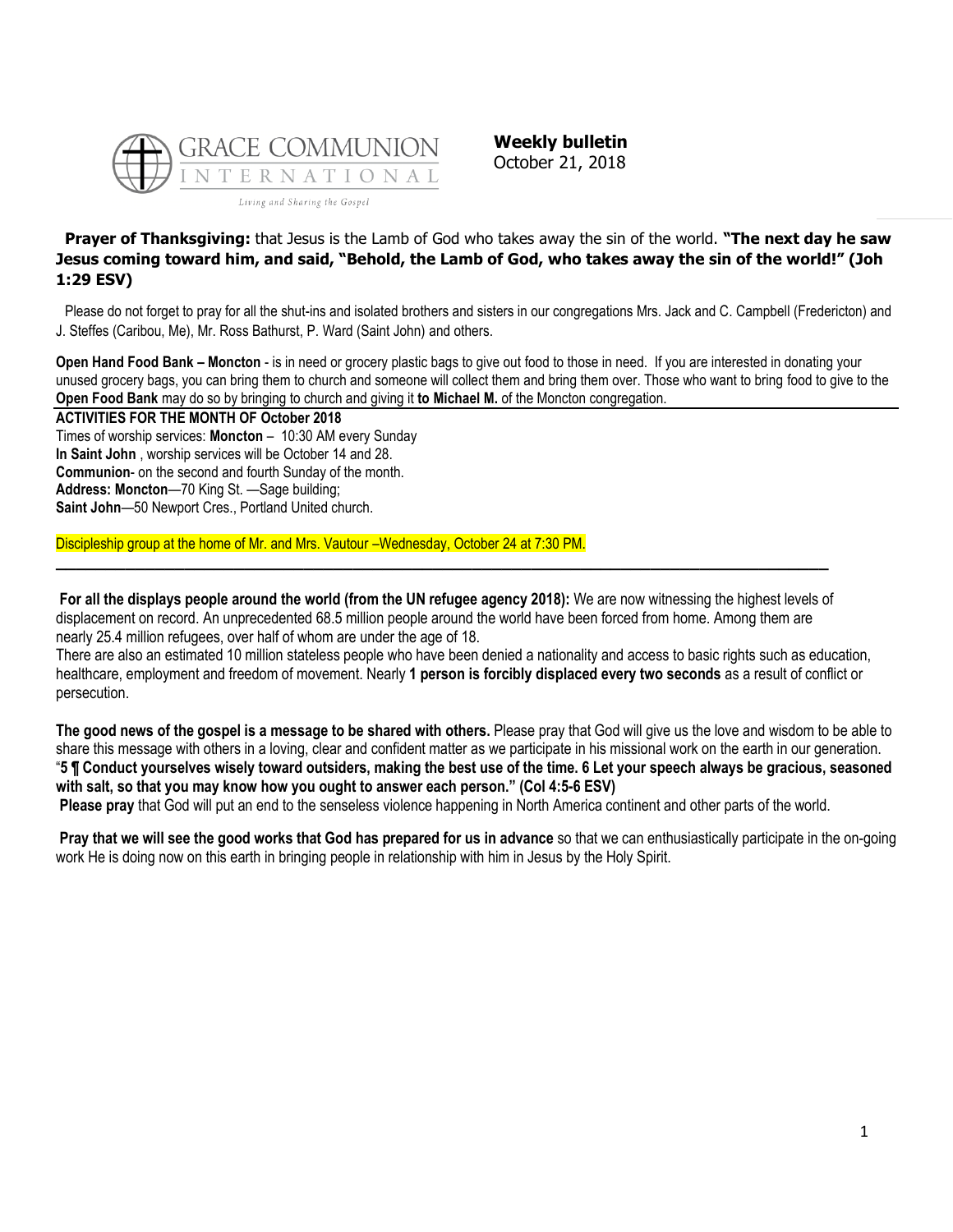GRACE COMMUNION INTERNATIONAL

*Living and Sharing the Gospel*

**Weekly bulletin**
October 21, 2018

**Prayer of Thanksgiving:** that Jesus is the Lamb of God who takes away the sin of the world. **"The next day he saw Jesus coming toward him, and said, "Behold, the Lamb of God, who takes away the sin of the world!" (Joh 1:29 ESV)**

Please do not forget to pray for all the shut-ins and isolated brothers and sisters in our congregations Mrs. Jack and C. Campbell (Fredericton) and J. Steffes (Caribou, Me), Mr. Ross Bathurst, P. Ward (Saint John) and others.

**Open Hand Food Bank – Moncton** - is in need or grocery plastic bags to give out food to those in need. If you are interested in donating your unused grocery bags, you can bring them to church and someone will collect them and bring them over. Those who want to bring food to give to the **Open Food Bank** may do so by bringing to church and giving it **to Michael M.** of the Moncton congregation.

**ACTIVITIES FOR THE MONTH OF October 2018**

Times of worship services: **Moncton** – 10:30 AM every Sunday
**In Saint John** , worship services will be October 14 and 28.
**Communion**- on the second and fourth Sunday of the month.
**Address: Moncton**—70 King St. —Sage building;
**Saint John**—50 Newport Cres., Portland United church.

Discipleship group at the home of Mr. and Mrs. Vautour –Wednesday, October 24 at 7:30 PM.

---

**For all the displays people around the world (from the UN refugee agency 2018):** We are now witnessing the highest levels of displacement on record. An unprecedented 68.5 million people around the world have been forced from home. Among them are nearly 25.4 million refugees, over half of whom are under the age of 18.
There are also an estimated 10 million stateless people who have been denied a nationality and access to basic rights such as education, healthcare, employment and freedom of movement. Nearly **1 person is forcibly displaced every two seconds** as a result of conflict or persecution.

**The good news of the gospel is a message to be shared with others.** Please pray that God will give us the love and wisdom to be able to share this message with others in a loving, clear and confident matter as we participate in his missional work on the earth in our generation. "**5 ¶ Conduct yourselves wisely toward outsiders, making the best use of the time. 6 Let your speech always be gracious, seasoned with salt, so that you may know how you ought to answer each person." (Col 4:5-6 ESV)**

**Please pray** that God will put an end to the senseless violence happening in North America continent and other parts of the world.

**Pray that we will see the good works that God has prepared for us in advance** so that we can enthusiastically participate in the on-going work He is doing now on this earth in bringing people in relationship with him in Jesus by the Holy Spirit.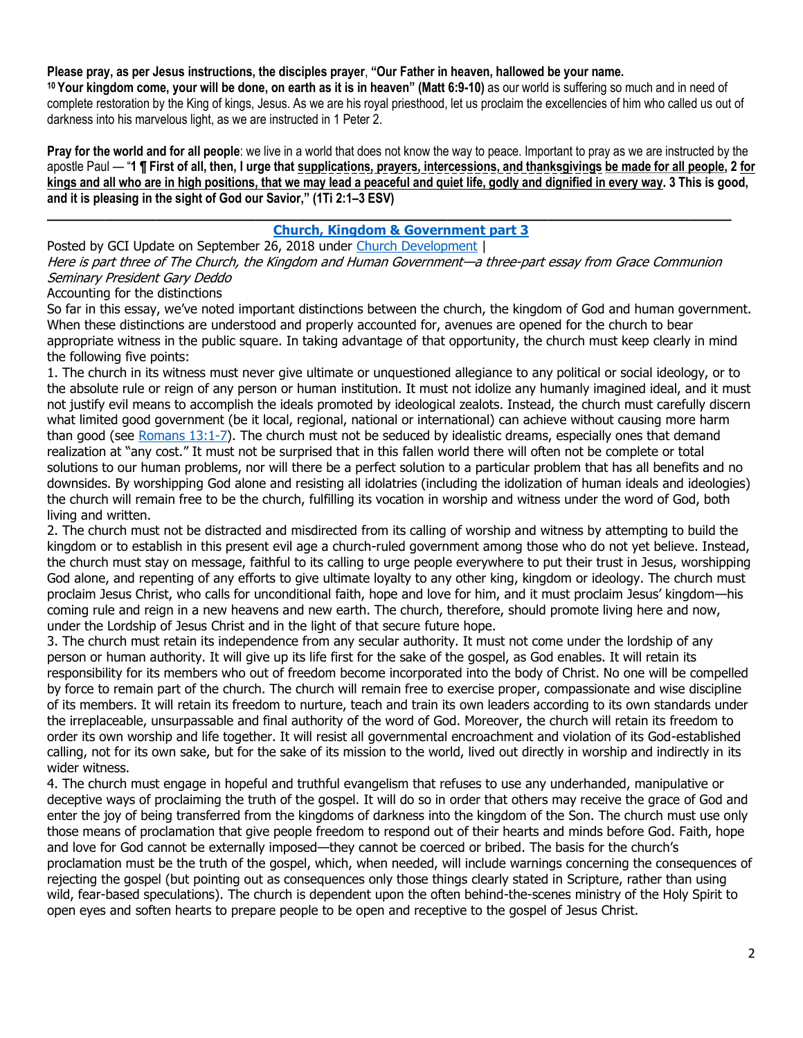**Please pray, as per Jesus instructions, the disciples prayer**, **"Our Father in heaven, hallowed be your name.**
**10 Your kingdom come, your will be done, on earth as it is in heaven" (Matt 6:9-10)** as our world is suffering so much and in need of complete restoration by the King of kings, Jesus. As we are his royal priesthood, let us proclaim the excellencies of him who called us out of darkness into his marvelous light, as we are instructed in 1 Peter 2.

**Pray for the world and for all people**: we live in a world that does not know the way to peace. Important to pray as we are instructed by the apostle Paul — "**1 ¶ First of all, then, I urge that supplications, prayers, intercessions, and thanksgivings be made for all people, 2 for kings and all who are in high positions, that we may lead a peaceful and quiet life, godly and dignified in every way. 3 This is good, and it is pleasing in the sight of God our Savior," (1Ti 2:1–3 ESV)**

---

## Church, Kingdom & Government part 3

Posted by GCI Update on September 26, 2018 under Church Development |

*Here is part three of The Church, the Kingdom and Human Government—a three-part essay from Grace Communion Seminary President Gary Deddo*

Accounting for the distinctions

So far in this essay, we've noted important distinctions between the church, the kingdom of God and human government. When these distinctions are understood and properly accounted for, avenues are opened for the church to bear appropriate witness in the public square. In taking advantage of that opportunity, the church must keep clearly in mind the following five points:

1. The church in its witness must never give ultimate or unquestioned allegiance to any political or social ideology, or to the absolute rule or reign of any person or human institution. It must not idolize any humanly imagined ideal, and it must not justify evil means to accomplish the ideals promoted by ideological zealots. Instead, the church must carefully discern what limited good government (be it local, regional, national or international) can achieve without causing more harm than good (see Romans 13:1-7). The church must not be seduced by idealistic dreams, especially ones that demand realization at "any cost." It must not be surprised that in this fallen world there will often not be complete or total solutions to our human problems, nor will there be a perfect solution to a particular problem that has all benefits and no downsides. By worshipping God alone and resisting all idolatries (including the idolization of human ideals and ideologies) the church will remain free to be the church, fulfilling its vocation in worship and witness under the word of God, both living and written.

2. The church must not be distracted and misdirected from its calling of worship and witness by attempting to build the kingdom or to establish in this present evil age a church-ruled government among those who do not yet believe. Instead, the church must stay on message, faithful to its calling to urge people everywhere to put their trust in Jesus, worshipping God alone, and repenting of any efforts to give ultimate loyalty to any other king, kingdom or ideology. The church must proclaim Jesus Christ, who calls for unconditional faith, hope and love for him, and it must proclaim Jesus' kingdom—his coming rule and reign in a new heavens and new earth. The church, therefore, should promote living here and now, under the Lordship of Jesus Christ and in the light of that secure future hope.

3. The church must retain its independence from any secular authority. It must not come under the lordship of any person or human authority. It will give up its life first for the sake of the gospel, as God enables. It will retain its responsibility for its members who out of freedom become incorporated into the body of Christ. No one will be compelled by force to remain part of the church. The church will remain free to exercise proper, compassionate and wise discipline of its members. It will retain its freedom to nurture, teach and train its own leaders according to its own standards under the irreplaceable, unsurpassable and final authority of the word of God. Moreover, the church will retain its freedom to order its own worship and life together. It will resist all governmental encroachment and violation of its God-established calling, not for its own sake, but for the sake of its mission to the world, lived out directly in worship and indirectly in its wider witness.

4. The church must engage in hopeful and truthful evangelism that refuses to use any underhanded, manipulative or deceptive ways of proclaiming the truth of the gospel. It will do so in order that others may receive the grace of God and enter the joy of being transferred from the kingdoms of darkness into the kingdom of the Son. The church must use only those means of proclamation that give people freedom to respond out of their hearts and minds before God. Faith, hope and love for God cannot be externally imposed—they cannot be coerced or bribed. The basis for the church's proclamation must be the truth of the gospel, which, when needed, will include warnings concerning the consequences of rejecting the gospel (but pointing out as consequences only those things clearly stated in Scripture, rather than using wild, fear-based speculations). The church is dependent upon the often behind-the-scenes ministry of the Holy Spirit to open eyes and soften hearts to prepare people to be open and receptive to the gospel of Jesus Christ.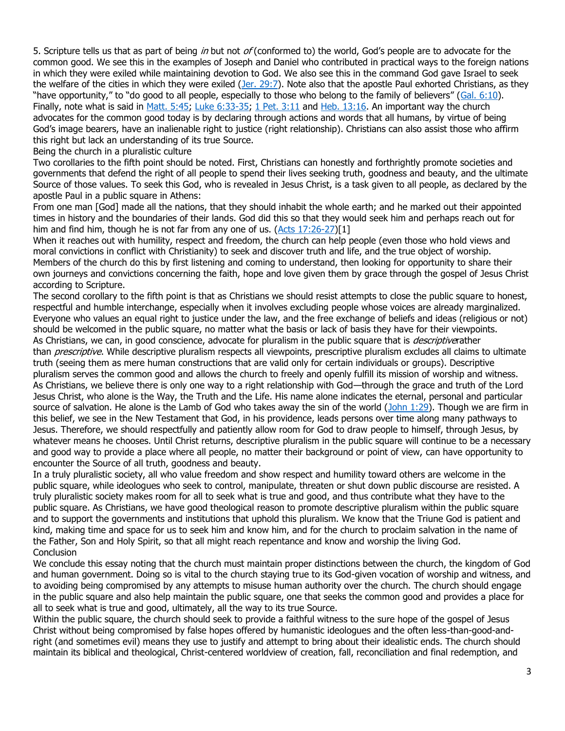5. Scripture tells us that as part of being *in* but not *of* (conformed to) the world, God's people are to advocate for the common good. We see this in the examples of Joseph and Daniel who contributed in practical ways to the foreign nations in which they were exiled while maintaining devotion to God. We also see this in the command God gave Israel to seek the welfare of the cities in which they were exiled (Jer. 29:7). Note also that the apostle Paul exhorted Christians, as they "have opportunity," to "do good to all people, especially to those who belong to the family of believers" (Gal. 6:10). Finally, note what is said in Matt. 5:45; Luke 6:33-35; 1 Pet. 3:11 and Heb. 13:16. An important way the church advocates for the common good today is by declaring through actions and words that all humans, by virtue of being God's image bearers, have an inalienable right to justice (right relationship). Christians can also assist those who affirm this right but lack an understanding of its true Source.

## Being the church in a pluralistic culture

Two corollaries to the fifth point should be noted. First, Christians can honestly and forthrightly promote societies and governments that defend the right of all people to spend their lives seeking truth, goodness and beauty, and the ultimate Source of those values. To seek this God, who is revealed in Jesus Christ, is a task given to all people, as declared by the apostle Paul in a public square in Athens:

From one man [God] made all the nations, that they should inhabit the whole earth; and he marked out their appointed times in history and the boundaries of their lands. God did this so that they would seek him and perhaps reach out for him and find him, though he is not far from any one of us. (Acts 17:26-27)[1]

When it reaches out with humility, respect and freedom, the church can help people (even those who hold views and moral convictions in conflict with Christianity) to seek and discover truth and life, and the true object of worship. Members of the church do this by first listening and coming to understand, then looking for opportunity to share their own journeys and convictions concerning the faith, hope and love given them by grace through the gospel of Jesus Christ according to Scripture.

The second corollary to the fifth point is that as Christians we should resist attempts to close the public square to honest, respectful and humble interchange, especially when it involves excluding people whose voices are already marginalized. Everyone who values an equal right to justice under the law, and the free exchange of beliefs and ideas (religious or not) should be welcomed in the public square, no matter what the basis or lack of basis they have for their viewpoints.

As Christians, we can, in good conscience, advocate for pluralism in the public square that is *descriptive* rather than *prescriptive*. While descriptive pluralism respects all viewpoints, prescriptive pluralism excludes all claims to ultimate truth (seeing them as mere human constructions that are valid only for certain individuals or groups). Descriptive pluralism serves the common good and allows the church to freely and openly fulfill its mission of worship and witness.

As Christians, we believe there is only one way to a right relationship with God—through the grace and truth of the Lord Jesus Christ, who alone is the Way, the Truth and the Life. His name alone indicates the eternal, personal and particular source of salvation. He alone is the Lamb of God who takes away the sin of the world (John 1:29). Though we are firm in this belief, we see in the New Testament that God, in his providence, leads persons over time along many pathways to Jesus. Therefore, we should respectfully and patiently allow room for God to draw people to himself, through Jesus, by whatever means he chooses. Until Christ returns, descriptive pluralism in the public square will continue to be a necessary and good way to provide a place where all people, no matter their background or point of view, can have opportunity to encounter the Source of all truth, goodness and beauty.

In a truly pluralistic society, all who value freedom and show respect and humility toward others are welcome in the public square, while ideologues who seek to control, manipulate, threaten or shut down public discourse are resisted. A truly pluralistic society makes room for all to seek what is true and good, and thus contribute what they have to the public square. As Christians, we have good theological reason to promote descriptive pluralism within the public square and to support the governments and institutions that uphold this pluralism. We know that the Triune God is patient and kind, making time and space for us to seek him and know him, and for the church to proclaim salvation in the name of the Father, Son and Holy Spirit, so that all might reach repentance and know and worship the living God.

## Conclusion

We conclude this essay noting that the church must maintain proper distinctions between the church, the kingdom of God and human government. Doing so is vital to the church staying true to its God-given vocation of worship and witness, and to avoiding being compromised by any attempts to misuse human authority over the church. The church should engage in the public square and also help maintain the public square, one that seeks the common good and provides a place for all to seek what is true and good, ultimately, all the way to its true Source.

Within the public square, the church should seek to provide a faithful witness to the sure hope of the gospel of Jesus Christ without being compromised by false hopes offered by humanistic ideologues and the often less-than-good-and-right (and sometimes evil) means they use to justify and attempt to bring about their idealistic ends. The church should maintain its biblical and theological, Christ-centered worldview of creation, fall, reconciliation and final redemption, and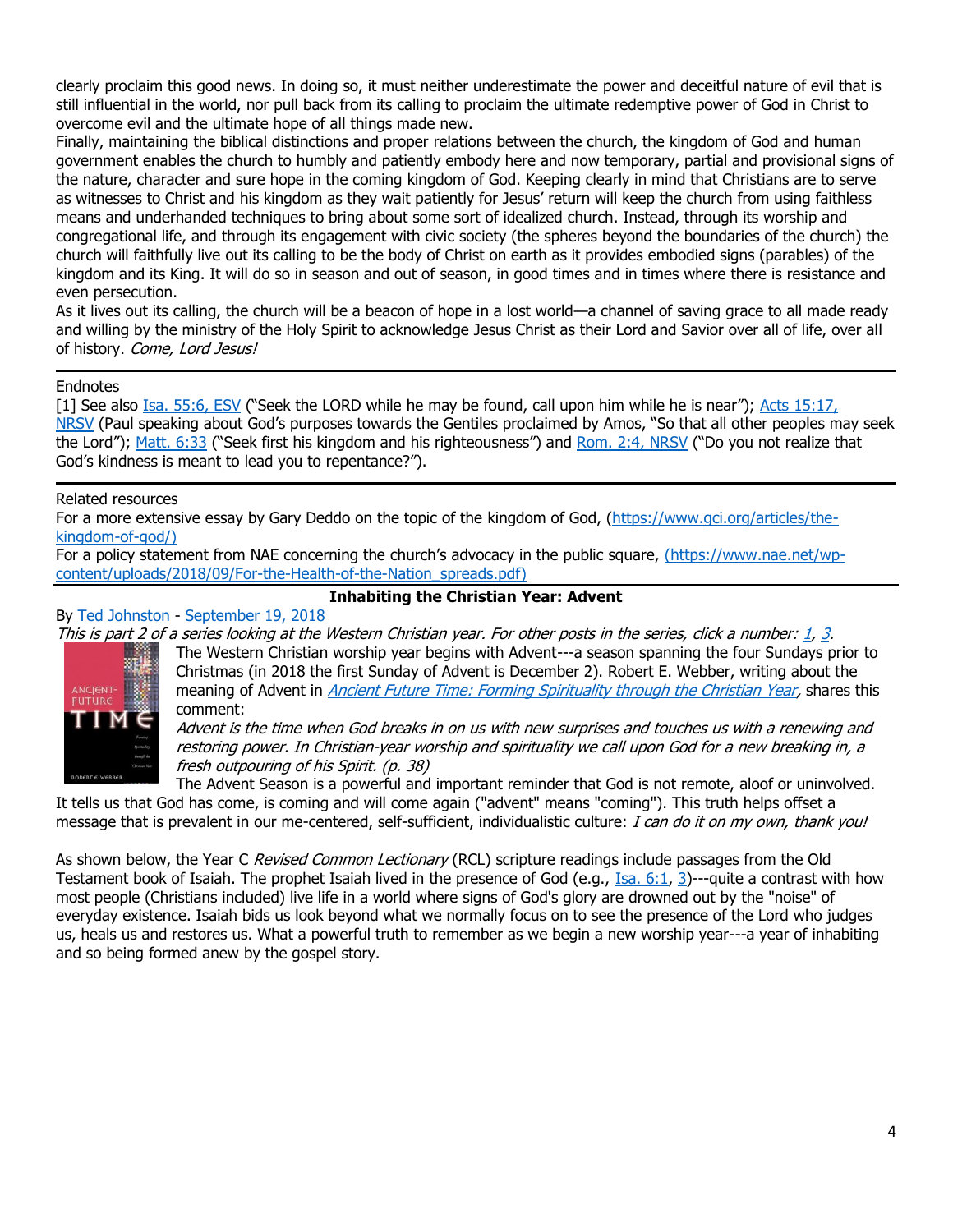clearly proclaim this good news. In doing so, it must neither underestimate the power and deceitful nature of evil that is still influential in the world, nor pull back from its calling to proclaim the ultimate redemptive power of God in Christ to overcome evil and the ultimate hope of all things made new.

Finally, maintaining the biblical distinctions and proper relations between the church, the kingdom of God and human government enables the church to humbly and patiently embody here and now temporary, partial and provisional signs of the nature, character and sure hope in the coming kingdom of God. Keeping clearly in mind that Christians are to serve as witnesses to Christ and his kingdom as they wait patiently for Jesus' return will keep the church from using faithless means and underhanded techniques to bring about some sort of idealized church. Instead, through its worship and congregational life, and through its engagement with civic society (the spheres beyond the boundaries of the church) the church will faithfully live out its calling to be the body of Christ on earth as it provides embodied signs (parables) of the kingdom and its King. It will do so in season and out of season, in good times and in times where there is resistance and even persecution.

As it lives out its calling, the church will be a beacon of hope in a lost world—a channel of saving grace to all made ready and willing by the ministry of the Holy Spirit to acknowledge Jesus Christ as their Lord and Savior over all of life, over all of history. *Come, Lord Jesus!*

---

Endnotes

[1] See also Isa. 55:6, ESV ("Seek the LORD while he may be found, call upon him while he is near"); Acts 15:17, NRSV (Paul speaking about God's purposes towards the Gentiles proclaimed by Amos, "So that all other peoples may seek the Lord"); Matt. 6:33 ("Seek first his kingdom and his righteousness") and Rom. 2:4, NRSV ("Do you not realize that God's kindness is meant to lead you to repentance?").

---

Related resources

For a more extensive essay by Gary Deddo on the topic of the kingdom of God, (https://www.gci.org/articles/the-kingdom-of-god/)

For a policy statement from NAE concerning the church's advocacy in the public square, (https://www.nae.net/wp-content/uploads/2018/09/For-the-Health-of-the-Nation_spreads.pdf)

---

## Inhabiting the Christian Year: Advent

By Ted Johnston - September 19, 2018

*This is part 2 of a series looking at the Western Christian year. For other posts in the series, click a number: 1, 3.*

The Western Christian worship year begins with Advent---a season spanning the four Sundays prior to Christmas (in 2018 the first Sunday of Advent is December 2). Robert E. Webber, writing about the meaning of Advent in *Ancient Future Time: Forming Spirituality through the Christian Year*, shares this comment:

*Advent is the time when God breaks in on us with new surprises and touches us with a renewing and restoring power. In Christian-year worship and spirituality we call upon God for a new breaking in, a fresh outpouring of his Spirit. (p. 38)*

The Advent Season is a powerful and important reminder that God is not remote, aloof or uninvolved. It tells us that God has come, is coming and will come again ("advent" means "coming"). This truth helps offset a message that is prevalent in our me-centered, self-sufficient, individualistic culture: *I can do it on my own, thank you!*

As shown below, the Year C *Revised Common Lectionary* (RCL) scripture readings include passages from the Old Testament book of Isaiah. The prophet Isaiah lived in the presence of God (e.g., Isa. 6:1, 3)---quite a contrast with how most people (Christians included) live life in a world where signs of God's glory are drowned out by the "noise" of everyday existence. Isaiah bids us look beyond what we normally focus on to see the presence of the Lord who judges us, heals us and restores us. What a powerful truth to remember as we begin a new worship year---a year of inhabiting and so being formed anew by the gospel story.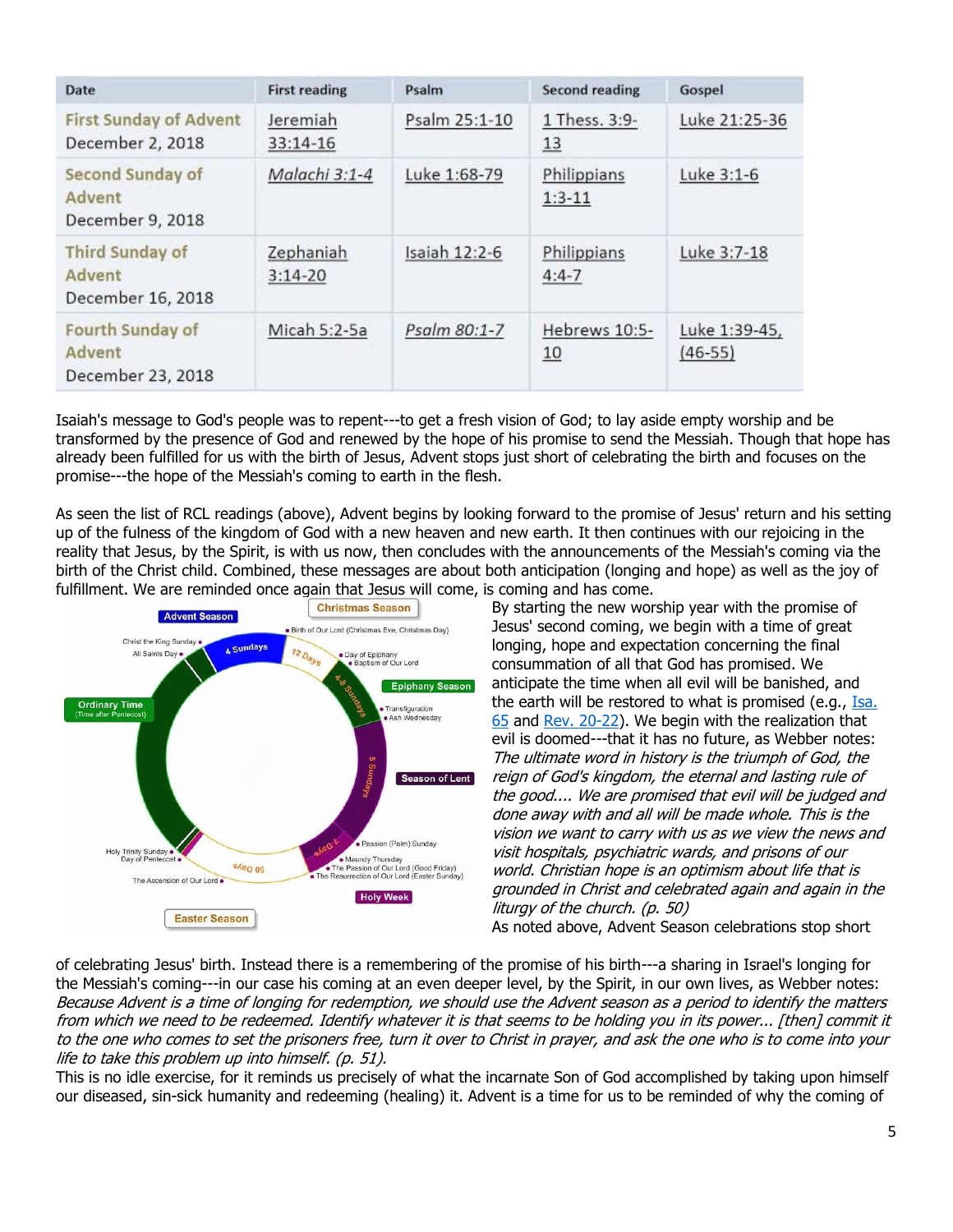| Date | First reading | Psalm | Second reading | Gospel |
|---|---|---|---|---|
| First Sunday of Advent December 2, 2018 | Jeremiah 33:14-16 | Psalm 25:1-10 | 1 Thess. 3:9-13 | Luke 21:25-36 |
| Second Sunday of Advent December 9, 2018 | *Malachi 3:1-4* | Luke 1:68-79 | Philippians 1:3-11 | Luke 3:1-6 |
| Third Sunday of Advent December 16, 2018 | Zephaniah 3:14-20 | Isaiah 12:2-6 | Philippians 4:4-7 | Luke 3:7-18 |
| Fourth Sunday of Advent December 23, 2018 | Micah 5:2-5a | *Psalm 80:1-7* | Hebrews 10:5-10 | Luke 1:39-45, (46-55) |

Isaiah's message to God's people was to repent---to get a fresh vision of God; to lay aside empty worship and be transformed by the presence of God and renewed by the hope of his promise to send the Messiah. Though that hope has already been fulfilled for us with the birth of Jesus, Advent stops just short of celebrating the birth and focuses on the promise---the hope of the Messiah's coming to earth in the flesh.

As seen the list of RCL readings (above), Advent begins by looking forward to the promise of Jesus' return and his setting up of the fulness of the kingdom of God with a new heaven and new earth. It then continues with our rejoicing in the reality that Jesus, by the Spirit, is with us now, then concludes with the announcements of the Messiah's coming via the birth of the Christ child. Combined, these messages are about both anticipation (longing and hope) as well as the joy of fulfillment. We are reminded once again that Jesus will come, is coming and has come.

Advent Season · Christmas Season · Epiphany Season · Season of Lent · Holy Week · Easter Season · Ordinary Time (Time after Pentecost) · 4 Sundays · 12 Days · 4-8 Sundays · 5 Sundays · 7 Days · 50 Days · Christ the King Sunday · All Saints Day · Birth of Our Lord (Christmas Eve, Christmas Day) · Day of Epiphany · Baptism of Our Lord · Transfiguration · Ash Wednesday · Passion (Palm) Sunday · Maundy Thursday · The Passion of Our Lord (Good Friday) · The Resurrection of Our Lord (Easter Sunday) · The Ascension of Our Lord · Holy Trinity Sunday · Day of Pentecost

By starting the new worship year with the promise of Jesus' second coming, we begin with a time of great longing, hope and expectation concerning the final consummation of all that God has promised. We anticipate the time when all evil will be banished, and the earth will be restored to what is promised (e.g., Isa. 65 and Rev. 20-22). We begin with the realization that evil is doomed---that it has no future, as Webber notes: *The ultimate word in history is the triumph of God, the reign of God's kingdom, the eternal and lasting rule of the good.... We are promised that evil will be judged and done away with and all will be made whole. This is the vision we want to carry with us as we view the news and visit hospitals, psychiatric wards, and prisons of our world. Christian hope is an optimism about life that is grounded in Christ and celebrated again and again in the liturgy of the church. (p. 50)*

As noted above, Advent Season celebrations stop short of celebrating Jesus' birth. Instead there is a remembering of the promise of his birth---a sharing in Israel's longing for the Messiah's coming---in our case his coming at an even deeper level, by the Spirit, in our own lives, as Webber notes: *Because Advent is a time of longing for redemption, we should use the Advent season as a period to identify the matters from which we need to be redeemed. Identify whatever it is that seems to be holding you in its power... [then] commit it to the one who comes to set the prisoners free, turn it over to Christ in prayer, and ask the one who is to come into your life to take this problem up into himself. (p. 51).*

This is no idle exercise, for it reminds us precisely of what the incarnate Son of God accomplished by taking upon himself our diseased, sin-sick humanity and redeeming (healing) it. Advent is a time for us to be reminded of why the coming of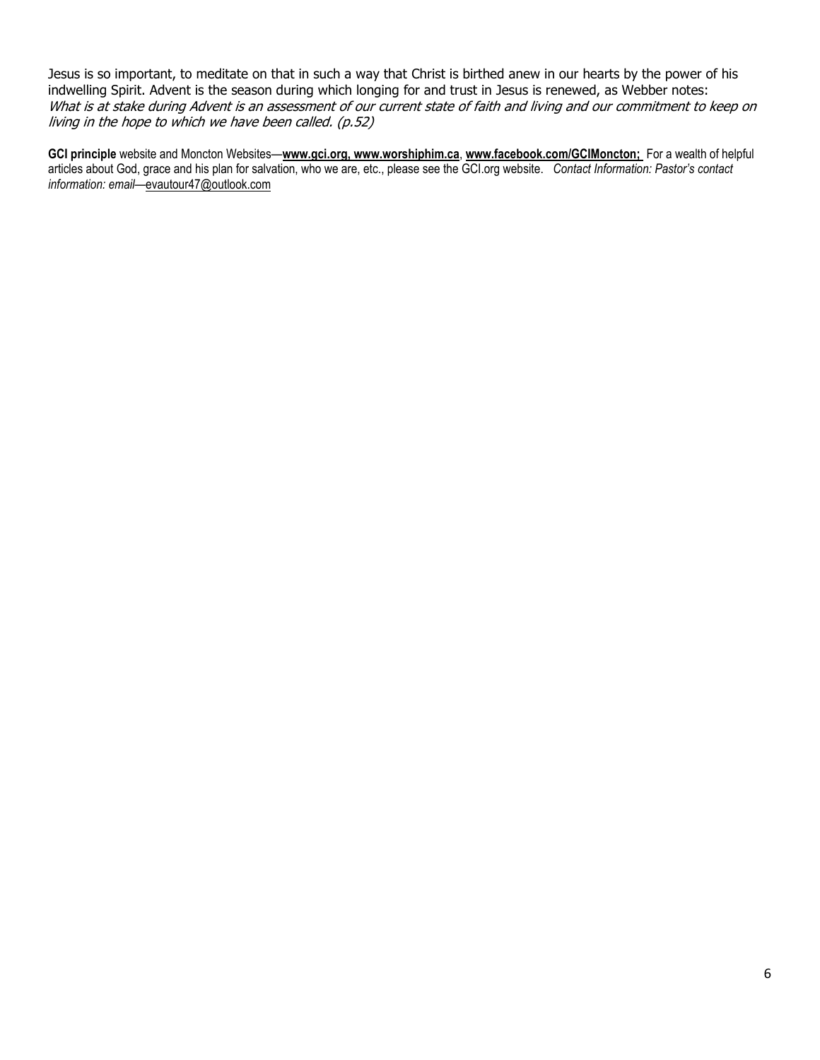Jesus is so important, to meditate on that in such a way that Christ is birthed anew in our hearts by the power of his indwelling Spirit. Advent is the season during which longing for and trust in Jesus is renewed, as Webber notes:
*What is at stake during Advent is an assessment of our current state of faith and living and our commitment to keep on living in the hope to which we have been called. (p.52)*

**GCI principle** website and Moncton Websites—**www.gci.org, www.worshiphim.ca**, **www.facebook.com/GCIMoncton;** For a wealth of helpful articles about God, grace and his plan for salvation, who we are, etc., please see the GCI.org website. *Contact Information: Pastor's contact information: email*—evautour47@outlook.com